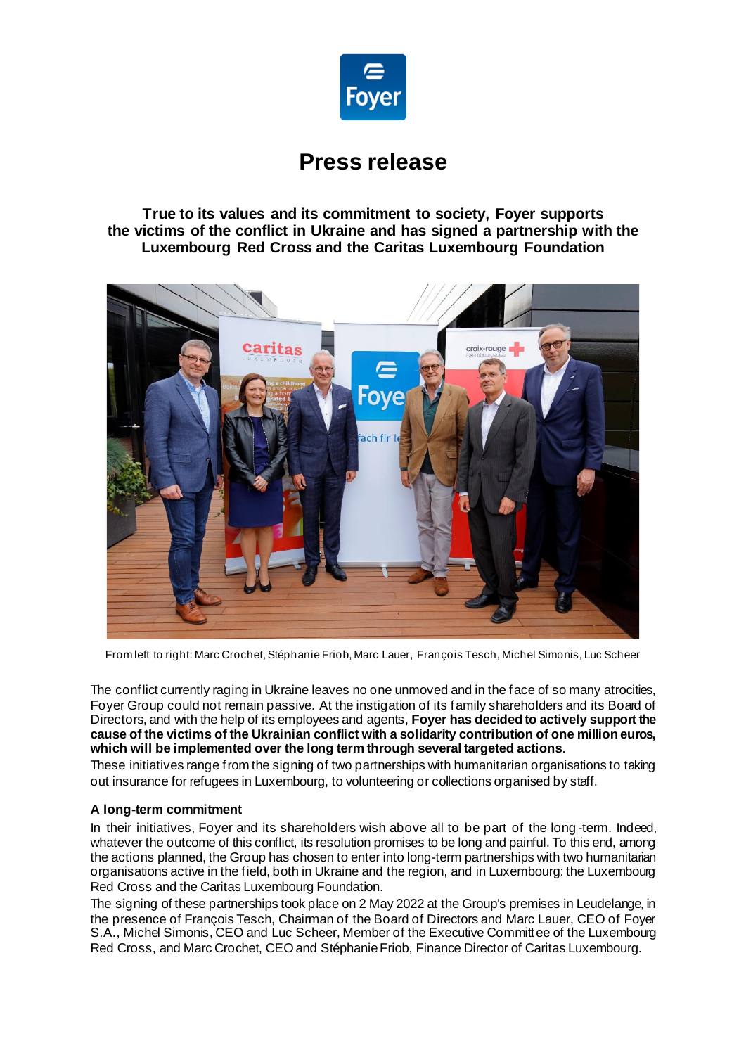# Press release

**True to its values and its commitment to society, Foyer supports the victims of the conflict in Ukraine and has signed a partnership with the Luxembourg Red Cross and the Caritas Luxembourg Foundation**

From left to right: Marc Crochet, Stéphanie Friob, Marc Lauer, François Tesch, Michel Simonis, Luc Scheer

The conflict currently raging in Ukraine leaves no one unmoved and in the face of so many atrocities, Foyer Group could not remain passive. At the instigation of its family shareholders and its Board of Directors, and with the help of its employees and agents, **Foyer has decided to actively support the cause of the victims of the Ukrainian conflict with a solidarity contribution of one million euros, which will be implemented over the long term through several targeted actions**.

These initiatives range from the signing of two partnerships with humanitarian organisations to taking out insurance for refugees in Luxembourg, to volunteering or collections organised by staff.

### A long-term commitment

In their initiatives, Foyer and its shareholders wish above all to be part of the long-term. Indeed, whatever the outcome of this conflict, its resolution promises to be long and painful. To this end, among the actions planned, the Group has chosen to enter into long-term partnerships with two humanitarian organisations active in the field, both in Ukraine and the region, and in Luxembourg: the Luxembourg Red Cross and the Caritas Luxembourg Foundation.

The signing of these partnerships took place on 2 May 2022 at the Group's premises in Leudelange, in the presence of François Tesch, Chairman of the Board of Directors and Marc Lauer, CEO of Foyer S.A., Michel Simonis, CEO and Luc Scheer, Member of the Executive Committee of the Luxembourg Red Cross, and Marc Crochet, CEO and Stéphanie Friob, Finance Director of Caritas Luxembourg.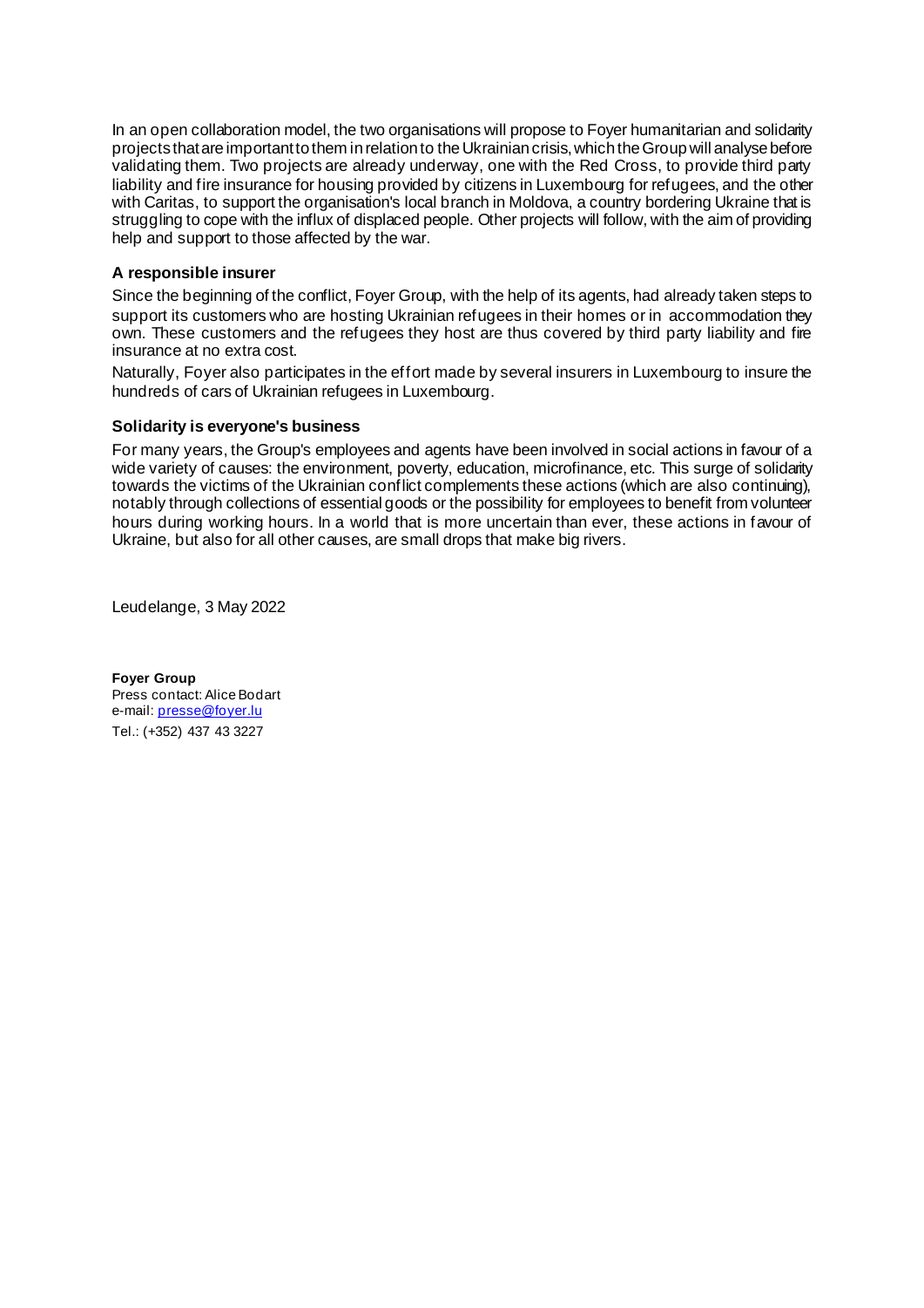In an open collaboration model, the two organisations will propose to Foyer humanitarian and solidarity projects that are important to them in relation to the Ukrainian crisis, which the Group will analyse before validating them. Two projects are already underway, one with the Red Cross, to provide third party liability and fire insurance for housing provided by citizens in Luxembourg for refugees, and the other with Caritas, to support the organisation's local branch in Moldova, a country bordering Ukraine that is struggling to cope with the influx of displaced people. Other projects will follow, with the aim of providing help and support to those affected by the war.

### A responsible insurer

Since the beginning of the conflict, Foyer Group, with the help of its agents, had already taken steps to support its customers who are hosting Ukrainian refugees in their homes or in accommodation they own. These customers and the refugees they host are thus covered by third party liability and fire insurance at no extra cost.

Naturally, Foyer also participates in the effort made by several insurers in Luxembourg to insure the hundreds of cars of Ukrainian refugees in Luxembourg.

### Solidarity is everyone's business

For many years, the Group's employees and agents have been involved in social actions in favour of a wide variety of causes: the environment, poverty, education, microfinance, etc. This surge of solidarity towards the victims of the Ukrainian conflict complements these actions (which are also continuing), notably through collections of essential goods or the possibility for employees to benefit from volunteer hours during working hours. In a world that is more uncertain than ever, these actions in favour of Ukraine, but also for all other causes, are small drops that make big rivers.

Leudelange, 3 May 2022

**Foyer Group**
Press contact: Alice Bodart
e-mail: presse@foyer.lu
Tel.: (+352) 437 43 3227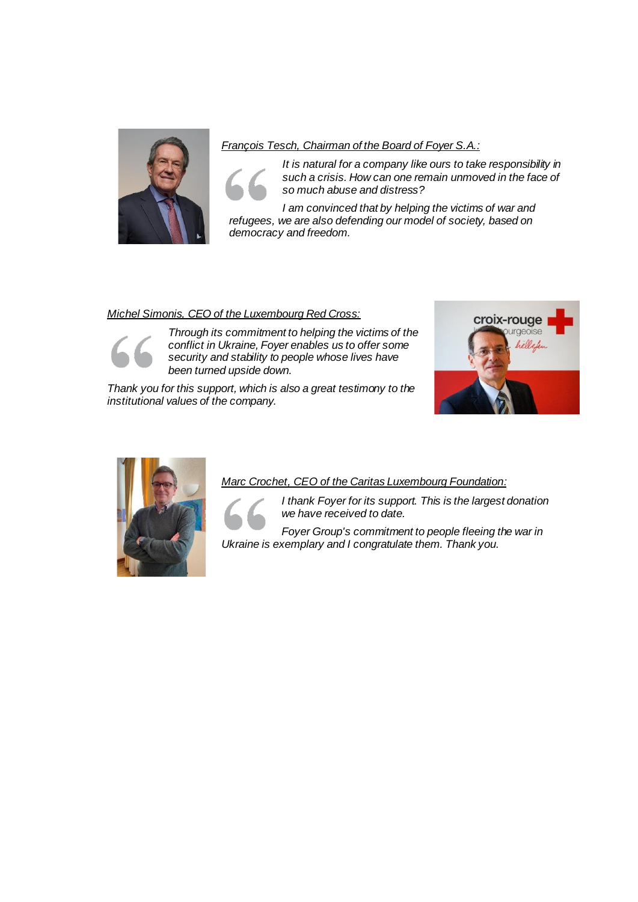*<u>François Tesch, Chairman of the Board of Foyer S.A.:</u>*

*It is natural for a company like ours to take responsibility in such a crisis. How can one remain unmoved in the face of so much abuse and distress?*

*I am convinced that by helping the victims of war and refugees, we are also defending our model of society, based on democracy and freedom.*

*<u>Michel Simonis, CEO of the Luxembourg Red Cross:</u>*

*Through its commitment to helping the victims of the conflict in Ukraine, Foyer enables us to offer some security and stability to people whose lives have been turned upside down.*

*Thank you for this support, which is also a great testimony to the institutional values of the company.*

*<u>Marc Crochet, CEO of the Caritas Luxembourg Foundation:</u>*

*I thank Foyer for its support. This is the largest donation we have received to date.*

*Foyer Group's commitment to people fleeing the war in Ukraine is exemplary and I congratulate them. Thank you.*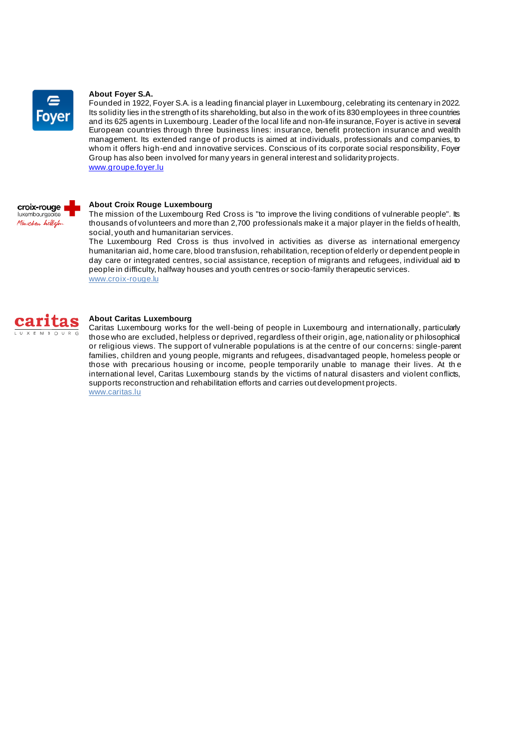**About Foyer S.A.**

Founded in 1922, Foyer S.A. is a leading financial player in Luxembourg, celebrating its centenary in 2022. Its solidity lies in the strength of its shareholding, but also in the work of its 830 employees in three countries and its 625 agents in Luxembourg. Leader of the local life and non-life insurance, Foyer is active in several European countries through three business lines: insurance, benefit protection insurance and wealth management. Its extended range of products is aimed at individuals, professionals and companies, to whom it offers high-end and innovative services. Conscious of its corporate social responsibility, Foyer Group has also been involved for many years in general interest and solidarity projects.
www.groupe.foyer.lu

**About Croix Rouge Luxembourg**

The mission of the Luxembourg Red Cross is "to improve the living conditions of vulnerable people". Its thousands of volunteers and more than 2,700 professionals make it a major player in the fields of health, social, youth and humanitarian services.

The Luxembourg Red Cross is thus involved in activities as diverse as international emergency humanitarian aid, home care, blood transfusion, rehabilitation, reception of elderly or dependent people in day care or integrated centres, social assistance, reception of migrants and refugees, individual aid to people in difficulty, halfway houses and youth centres or socio-family therapeutic services.
www.croix-rouge.lu

**About Caritas Luxembourg**

Caritas Luxembourg works for the well-being of people in Luxembourg and internationally, particularly those who are excluded, helpless or deprived, regardless of their origin, age, nationality or philosophical or religious views. The support of vulnerable populations is at the centre of our concerns: single-parent families, children and young people, migrants and refugees, disadvantaged people, homeless people or those with precarious housing or income, people temporarily unable to manage their lives. At the international level, Caritas Luxembourg stands by the victims of natural disasters and violent conflicts, supports reconstruction and rehabilitation efforts and carries out development projects.
www.caritas.lu